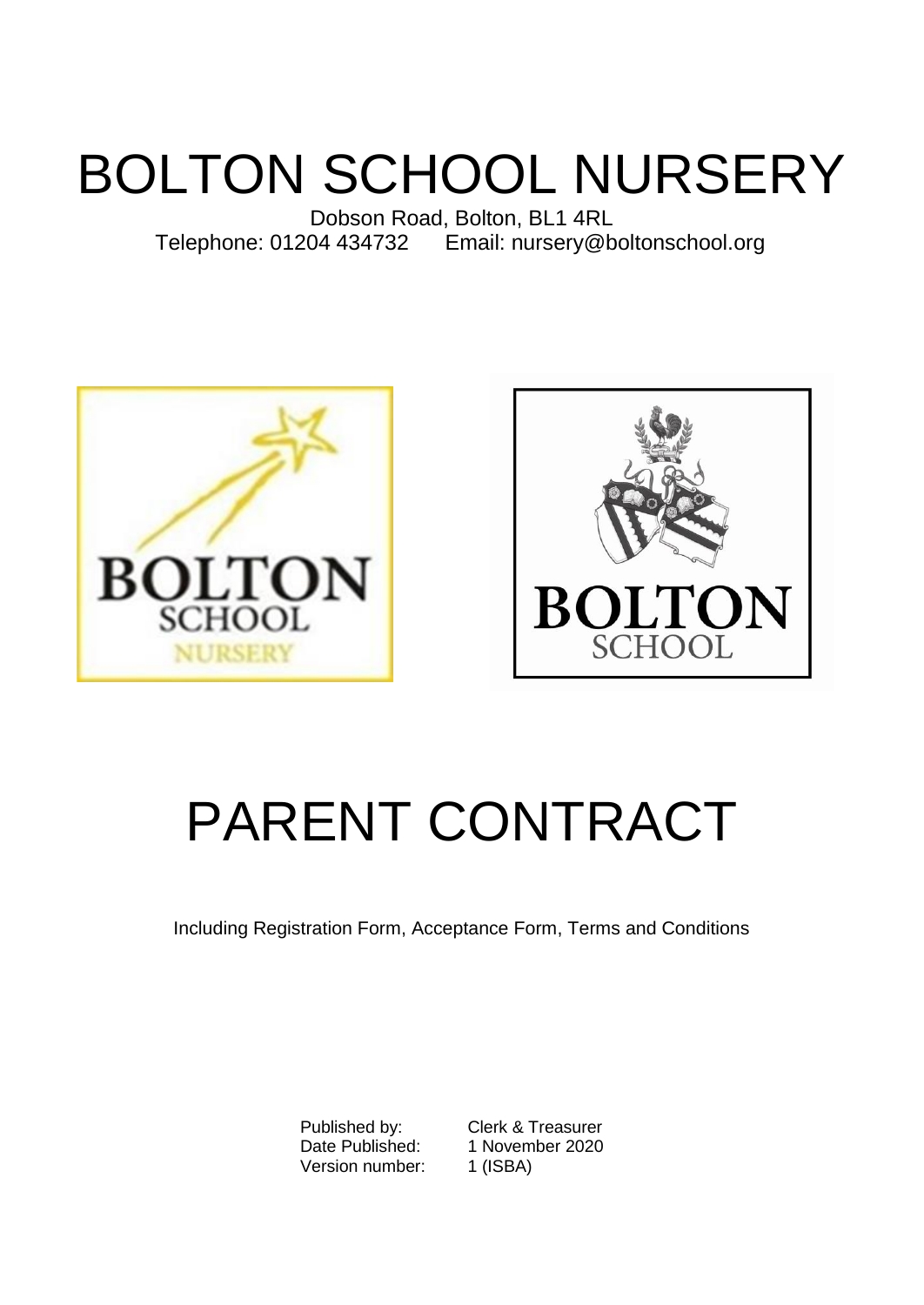# BOLTON SCHOOL NURSERY

Dobson Road, Bolton, BL1 4RL
Telephone: 01204 434732 Email: nursery@boltonschool.org

# PARENT CONTRACT

Including Registration Form, Acceptance Form, Terms and Conditions

Published by: Clerk & Treasurer
Date Published: 1 November 2020
Version number: 1 (ISBA)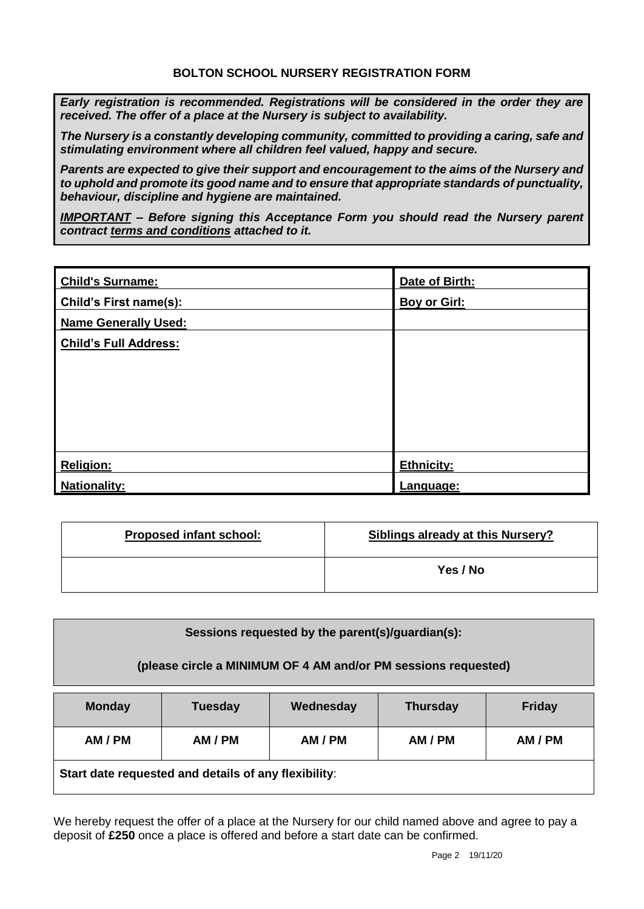# BOLTON SCHOOL NURSERY REGISTRATION FORM

***Early registration is recommended. Registrations will be considered in the order they are received. The offer of a place at the Nursery is subject to availability.***

***The Nursery is a constantly developing community, committed to providing a caring, safe and stimulating environment where all children feel valued, happy and secure.***

***Parents are expected to give their support and encouragement to the aims of the Nursery and to uphold and promote its good name and to ensure that appropriate standards of punctuality, behaviour, discipline and hygiene are maintained.***

***IMPORTANT – Before signing this Acceptance Form you should read the Nursery parent contract terms and conditions attached to it.***

| | |
|---|---|
| **Child's Surname:** | **Date of Birth:** |
| **Child's First name(s):** | **Boy or Girl:** |
| **Name Generally Used:** | |
| **Child's Full Address:** | |
| **Religion:** | **Ethnicity:** |
| **Nationality:** | **Language:** |

| **Proposed infant school:** | **Siblings already at this Nursery?** |
|---|---|
| | **Yes / No** |

**Sessions requested by the parent(s)/guardian(s):**

**(please circle a MINIMUM OF 4 AM and/or PM sessions requested)**

| **Monday** | **Tuesday** | **Wednesday** | **Thursday** | **Friday** |
|---|---|---|---|---|
| **AM / PM** | **AM / PM** | **AM / PM** | **AM / PM** | **AM / PM** |
| **Start date requested and details of any flexibility**: | | | | |

We hereby request the offer of a place at the Nursery for our child named above and agree to pay a deposit of **£250** once a place is offered and before a start date can be confirmed.

19/11/20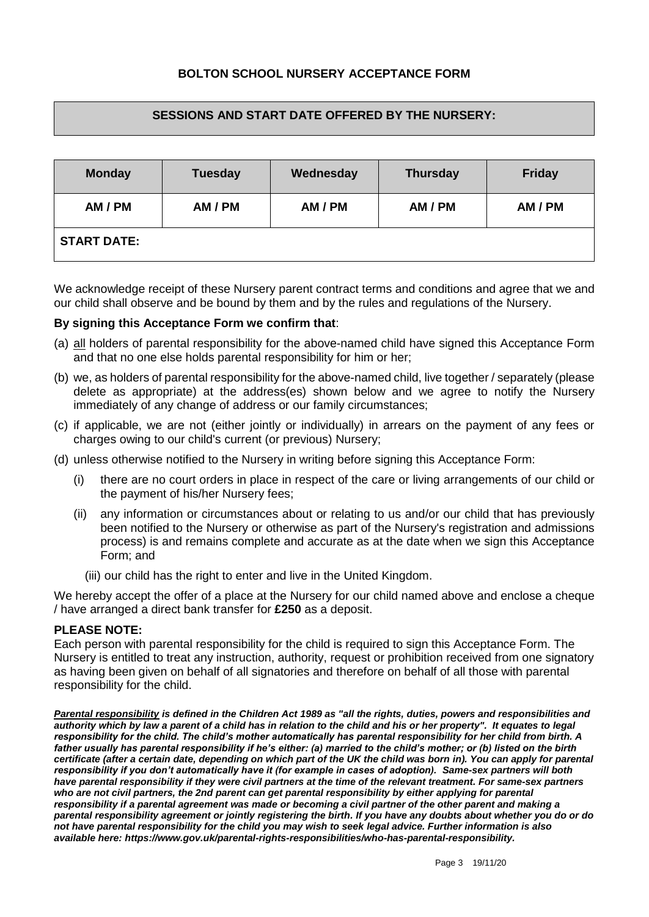## BOLTON SCHOOL NURSERY ACCEPTANCE FORM

**SESSIONS AND START DATE OFFERED BY THE NURSERY:**

| Monday | Tuesday | Wednesday | Thursday | Friday |
|---|---|---|---|---|
| AM / PM | AM / PM | AM / PM | AM / PM | AM / PM |
| **START DATE:** | | | | |

We acknowledge receipt of these Nursery parent contract terms and conditions and agree that we and our child shall observe and be bound by them and by the rules and regulations of the Nursery.

**By signing this Acceptance Form we confirm that**:

(a) all holders of parental responsibility for the above-named child have signed this Acceptance Form and that no one else holds parental responsibility for him or her;

(b) we, as holders of parental responsibility for the above-named child, live together / separately (please delete as appropriate) at the address(es) shown below and we agree to notify the Nursery immediately of any change of address or our family circumstances;

(c) if applicable, we are not (either jointly or individually) in arrears on the payment of any fees or charges owing to our child's current (or previous) Nursery;

(d) unless otherwise notified to the Nursery in writing before signing this Acceptance Form:

- (i) there are no court orders in place in respect of the care or living arrangements of our child or the payment of his/her Nursery fees;
- (ii) any information or circumstances about or relating to us and/or our child that has previously been notified to the Nursery or otherwise as part of the Nursery's registration and admissions process) is and remains complete and accurate as at the date when we sign this Acceptance Form; and
- (iii) our child has the right to enter and live in the United Kingdom.

We hereby accept the offer of a place at the Nursery for our child named above and enclose a cheque / have arranged a direct bank transfer for **£250** as a deposit.

**PLEASE NOTE:**
Each person with parental responsibility for the child is required to sign this Acceptance Form. The Nursery is entitled to treat any instruction, authority, request or prohibition received from one signatory as having been given on behalf of all signatories and therefore on behalf of all those with parental responsibility for the child.

***Parental responsibility** is defined in the Children Act 1989 as "all the rights, duties, powers and responsibilities and authority which by law a parent of a child has in relation to the child and his or her property". It equates to legal responsibility for the child. The child's mother automatically has parental responsibility for her child from birth. A father usually has parental responsibility if he's either: (a) married to the child's mother; or (b) listed on the birth certificate (after a certain date, depending on which part of the UK the child was born in). You can apply for parental responsibility if you don't automatically have it (for example in cases of adoption). Same-sex partners will both have parental responsibility if they were civil partners at the time of the relevant treatment. For same-sex partners who are not civil partners, the 2nd parent can get parental responsibility by either applying for parental responsibility if a parental agreement was made or becoming a civil partner of the other parent and making a parental responsibility agreement or jointly registering the birth. If you have any doubts about whether you do or do not have parental responsibility for the child you may wish to seek legal advice. Further information is also available here: https://www.gov.uk/parental-rights-responsibilities/who-has-parental-responsibility.*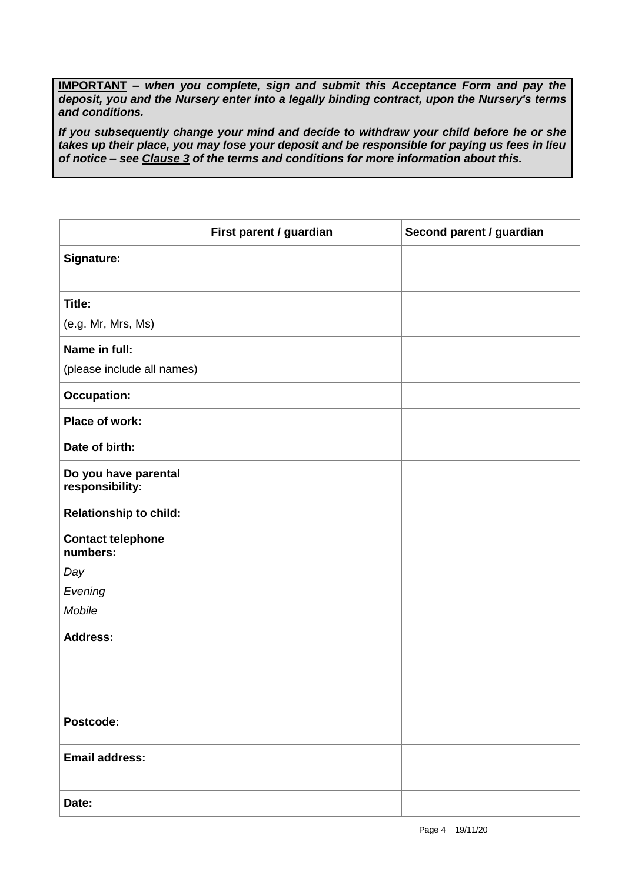**<u>IMPORTANT</u>** ***– when you complete, sign and submit this Acceptance Form and pay the deposit, you and the Nursery enter into a legally binding contract, upon the Nursery's terms and conditions.***

***If you subsequently change your mind and decide to withdraw your child before he or she takes up their place, you may lose your deposit and be responsible for paying us fees in lieu of notice – see <u>Clause 3</u> of the terms and conditions for more information about this.***

| | **First parent / guardian** | **Second parent / guardian** |
|---|---|---|
| **Signature:** | | |
| **Title:**<br>(e.g. Mr, Mrs, Ms) | | |
| **Name in full:**<br>(please include all names) | | |
| **Occupation:** | | |
| **Place of work:** | | |
| **Date of birth:** | | |
| **Do you have parental responsibility:** | | |
| **Relationship to child:** | | |
| **Contact telephone numbers:**<br>*Day*<br>*Evening*<br>*Mobile* | | |
| **Address:** | | |
| **Postcode:** | | |
| **Email address:** | | |
| **Date:** | | |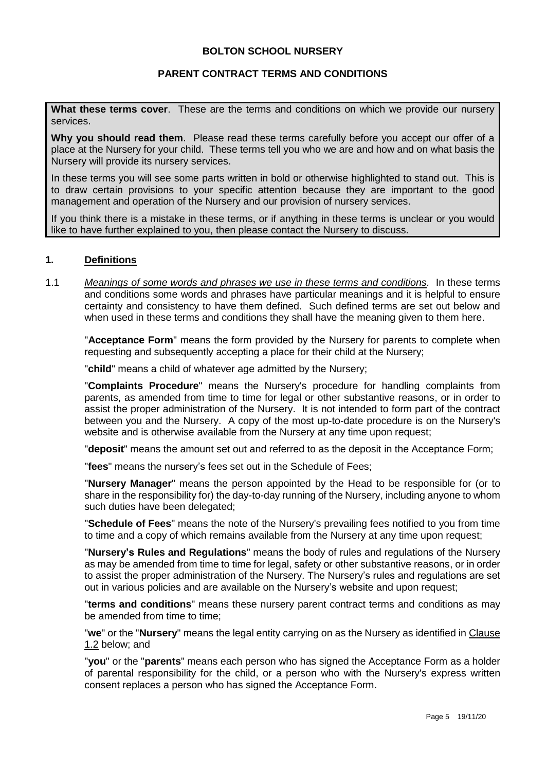**BOLTON SCHOOL NURSERY**

**PARENT CONTRACT TERMS AND CONDITIONS**

**What these terms cover**. These are the terms and conditions on which we provide our nursery services.

**Why you should read them**. Please read these terms carefully before you accept our offer of a place at the Nursery for your child. These terms tell you who we are and how and on what basis the Nursery will provide its nursery services.

In these terms you will see some parts written in bold or otherwise highlighted to stand out. This is to draw certain provisions to your specific attention because they are important to the good management and operation of the Nursery and our provision of nursery services.

If you think there is a mistake in these terms, or if anything in these terms is unclear or you would like to have further explained to you, then please contact the Nursery to discuss.

## 1. Definitions

1.1 *Meanings of some words and phrases we use in these terms and conditions.* In these terms and conditions some words and phrases have particular meanings and it is helpful to ensure certainty and consistency to have them defined. Such defined terms are set out below and when used in these terms and conditions they shall have the meaning given to them here.

"**Acceptance Form**" means the form provided by the Nursery for parents to complete when requesting and subsequently accepting a place for their child at the Nursery;

"**child**" means a child of whatever age admitted by the Nursery;

"**Complaints Procedure**" means the Nursery's procedure for handling complaints from parents, as amended from time to time for legal or other substantive reasons, or in order to assist the proper administration of the Nursery. It is not intended to form part of the contract between you and the Nursery. A copy of the most up-to-date procedure is on the Nursery's website and is otherwise available from the Nursery at any time upon request;

"**deposit**" means the amount set out and referred to as the deposit in the Acceptance Form;

"**fees**" means the nursery's fees set out in the Schedule of Fees;

"**Nursery Manager**" means the person appointed by the Head to be responsible for (or to share in the responsibility for) the day-to-day running of the Nursery, including anyone to whom such duties have been delegated;

"**Schedule of Fees**" means the note of the Nursery's prevailing fees notified to you from time to time and a copy of which remains available from the Nursery at any time upon request;

"**Nursery's Rules and Regulations**" means the body of rules and regulations of the Nursery as may be amended from time to time for legal, safety or other substantive reasons, or in order to assist the proper administration of the Nursery. The Nursery's rules and regulations are set out in various policies and are available on the Nursery's website and upon request;

"**terms and conditions**" means these nursery parent contract terms and conditions as may be amended from time to time;

"**we**" or the "**Nursery**" means the legal entity carrying on as the Nursery as identified in Clause 1.2 below; and

"**you**" or the "**parents**" means each person who has signed the Acceptance Form as a holder of parental responsibility for the child, or a person who with the Nursery's express written consent replaces a person who has signed the Acceptance Form.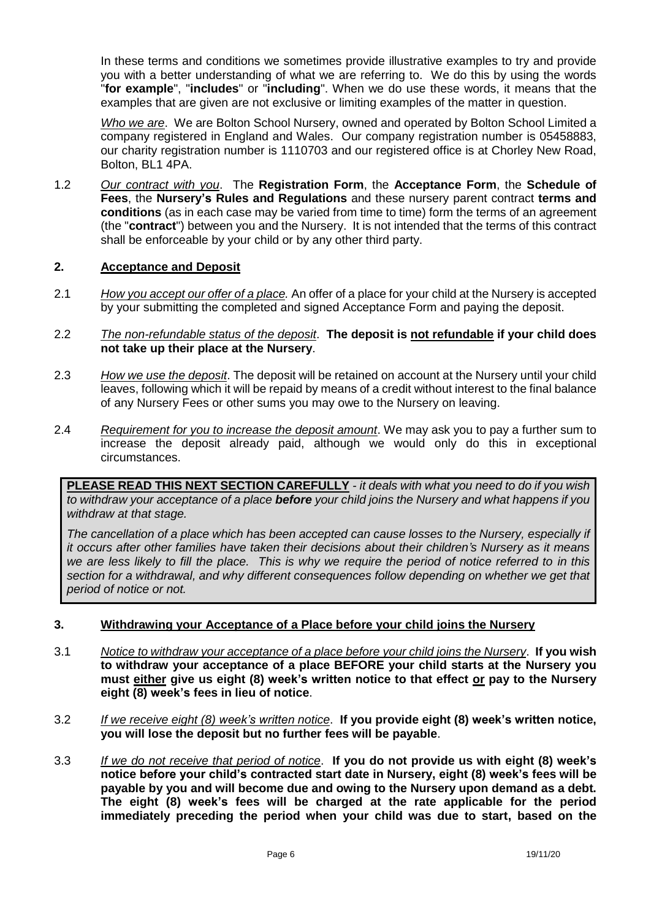In these terms and conditions we sometimes provide illustrative examples to try and provide you with a better understanding of what we are referring to. We do this by using the words "**for example**", "**includes**" or "**including**". When we do use these words, it means that the examples that are given are not exclusive or limiting examples of the matter in question.

*Who we are*. We are Bolton School Nursery, owned and operated by Bolton School Limited a company registered in England and Wales. Our company registration number is 05458883, our charity registration number is 1110703 and our registered office is at Chorley New Road, Bolton, BL1 4PA.

1.2 *Our contract with you*. The **Registration Form**, the **Acceptance Form**, the **Schedule of Fees**, the **Nursery's Rules and Regulations** and these nursery parent contract **terms and conditions** (as in each case may be varied from time to time) form the terms of an agreement (the "**contract**") between you and the Nursery. It is not intended that the terms of this contract shall be enforceable by your child or by any other third party.

## 2. Acceptance and Deposit

2.1 *How you accept our offer of a place.* An offer of a place for your child at the Nursery is accepted by your submitting the completed and signed Acceptance Form and paying the deposit.

2.2 *The non-refundable status of the deposit*. **The deposit is not refundable if your child does not take up their place at the Nursery**.

2.3 *How we use the deposit*. The deposit will be retained on account at the Nursery until your child leaves, following which it will be repaid by means of a credit without interest to the final balance of any Nursery Fees or other sums you may owe to the Nursery on leaving.

2.4 *Requirement for you to increase the deposit amount*. We may ask you to pay a further sum to increase the deposit already paid, although we would only do this in exceptional circumstances.

**PLEASE READ THIS NEXT SECTION CAREFULLY** - *it deals with what you need to do if you wish to withdraw your acceptance of a place **before** your child joins the Nursery and what happens if you withdraw at that stage.*

*The cancellation of a place which has been accepted can cause losses to the Nursery, especially if it occurs after other families have taken their decisions about their children's Nursery as it means we are less likely to fill the place. This is why we require the period of notice referred to in this section for a withdrawal, and why different consequences follow depending on whether we get that period of notice or not.*

## 3. Withdrawing your Acceptance of a Place before your child joins the Nursery

3.1 *Notice to withdraw your acceptance of a place before your child joins the Nursery*. **If you wish to withdraw your acceptance of a place BEFORE your child starts at the Nursery you must either give us eight (8) week's written notice to that effect or pay to the Nursery eight (8) week's fees in lieu of notice**.

3.2 *If we receive eight (8) week's written notice*. **If you provide eight (8) week's written notice, you will lose the deposit but no further fees will be payable**.

3.3 *If we do not receive that period of notice*. **If you do not provide us with eight (8) week's notice before your child's contracted start date in Nursery, eight (8) week's fees will be payable by you and will become due and owing to the Nursery upon demand as a debt. The eight (8) week's fees will be charged at the rate applicable for the period immediately preceding the period when your child was due to start, based on the**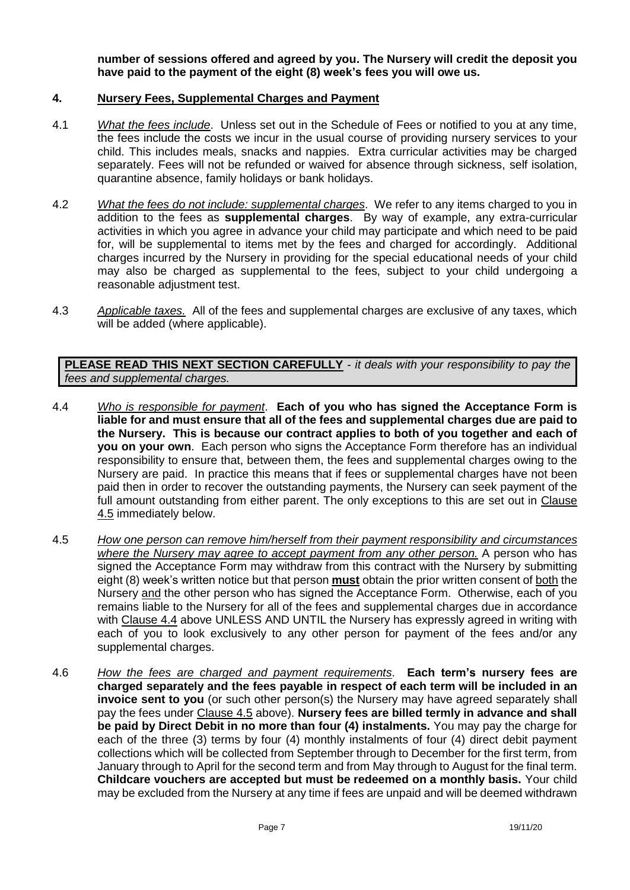**number of sessions offered and agreed by you. The Nursery will credit the deposit you have paid to the payment of the eight (8) week's fees you will owe us.**

## 4. Nursery Fees, Supplemental Charges and Payment

4.1 *What the fees include*. Unless set out in the Schedule of Fees or notified to you at any time, the fees include the costs we incur in the usual course of providing nursery services to your child. This includes meals, snacks and nappies. Extra curricular activities may be charged separately. Fees will not be refunded or waived for absence through sickness, self isolation, quarantine absence, family holidays or bank holidays.

4.2 *What the fees do not include: supplemental charges*. We refer to any items charged to you in addition to the fees as **supplemental charges**. By way of example, any extra-curricular activities in which you agree in advance your child may participate and which need to be paid for, will be supplemental to items met by the fees and charged for accordingly. Additional charges incurred by the Nursery in providing for the special educational needs of your child may also be charged as supplemental to the fees, subject to your child undergoing a reasonable adjustment test.

4.3 *Applicable taxes.* All of the fees and supplemental charges are exclusive of any taxes, which will be added (where applicable).

**PLEASE READ THIS NEXT SECTION CAREFULLY** - *it deals with your responsibility to pay the fees and supplemental charges.*

4.4 *Who is responsible for payment*. **Each of you who has signed the Acceptance Form is liable for and must ensure that all of the fees and supplemental charges due are paid to the Nursery. This is because our contract applies to both of you together and each of you on your own**. Each person who signs the Acceptance Form therefore has an individual responsibility to ensure that, between them, the fees and supplemental charges owing to the Nursery are paid. In practice this means that if fees or supplemental charges have not been paid then in order to recover the outstanding payments, the Nursery can seek payment of the full amount outstanding from either parent. The only exceptions to this are set out in Clause 4.5 immediately below.

4.5 *How one person can remove him/herself from their payment responsibility and circumstances where the Nursery may agree to accept payment from any other person.* A person who has signed the Acceptance Form may withdraw from this contract with the Nursery by submitting eight (8) week's written notice but that person **must** obtain the prior written consent of both the Nursery and the other person who has signed the Acceptance Form. Otherwise, each of you remains liable to the Nursery for all of the fees and supplemental charges due in accordance with Clause 4.4 above UNLESS AND UNTIL the Nursery has expressly agreed in writing with each of you to look exclusively to any other person for payment of the fees and/or any supplemental charges.

4.6 *How the fees are charged and payment requirements*. **Each term's nursery fees are charged separately and the fees payable in respect of each term will be included in an invoice sent to you** (or such other person(s) the Nursery may have agreed separately shall pay the fees under Clause 4.5 above). **Nursery fees are billed termly in advance and shall be paid by Direct Debit in no more than four (4) instalments.** You may pay the charge for each of the three (3) terms by four (4) monthly instalments of four (4) direct debit payment collections which will be collected from September through to December for the first term, from January through to April for the second term and from May through to August for the final term. **Childcare vouchers are accepted but must be redeemed on a monthly basis.** Your child may be excluded from the Nursery at any time if fees are unpaid and will be deemed withdrawn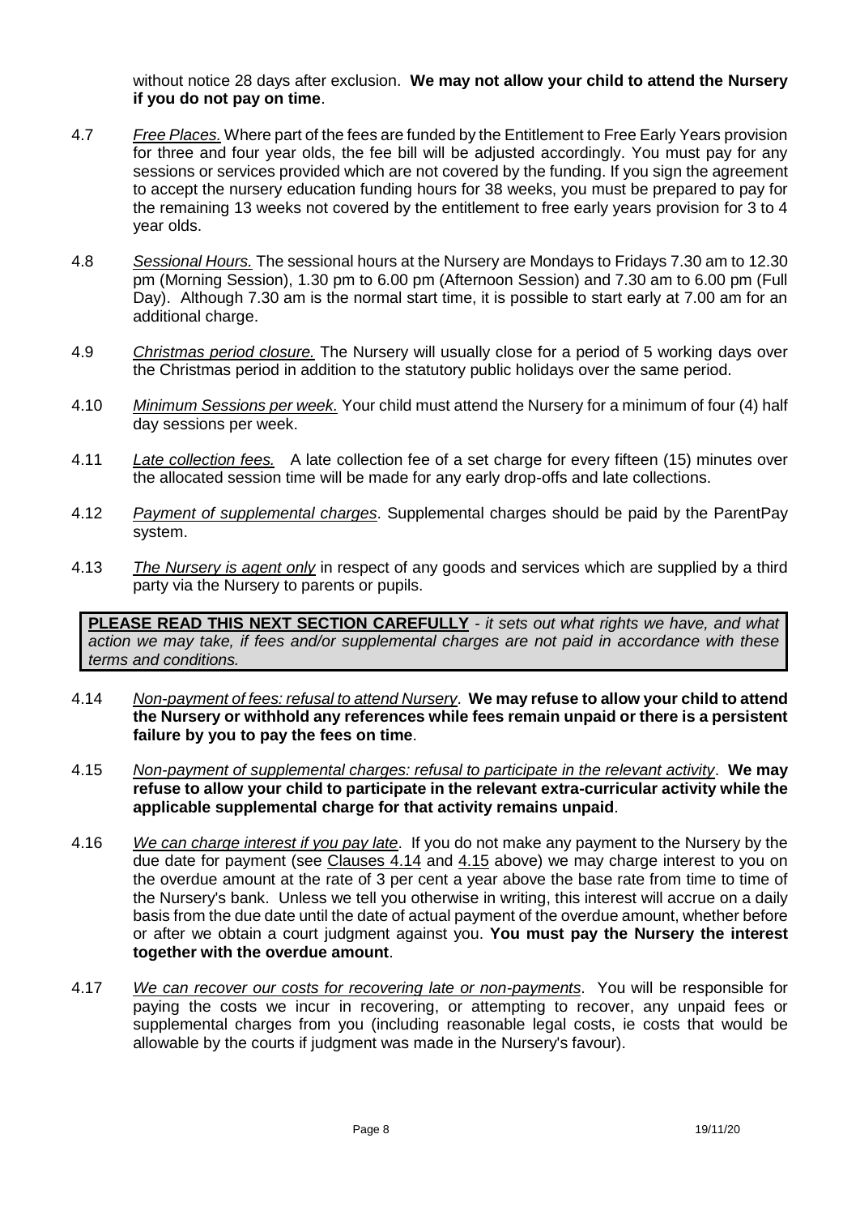without notice 28 days after exclusion. **We may not allow your child to attend the Nursery if you do not pay on time**.

4.7 *Free Places.* Where part of the fees are funded by the Entitlement to Free Early Years provision for three and four year olds, the fee bill will be adjusted accordingly. You must pay for any sessions or services provided which are not covered by the funding. If you sign the agreement to accept the nursery education funding hours for 38 weeks, you must be prepared to pay for the remaining 13 weeks not covered by the entitlement to free early years provision for 3 to 4 year olds.

4.8 *Sessional Hours.* The sessional hours at the Nursery are Mondays to Fridays 7.30 am to 12.30 pm (Morning Session), 1.30 pm to 6.00 pm (Afternoon Session) and 7.30 am to 6.00 pm (Full Day). Although 7.30 am is the normal start time, it is possible to start early at 7.00 am for an additional charge.

4.9 *Christmas period closure.* The Nursery will usually close for a period of 5 working days over the Christmas period in addition to the statutory public holidays over the same period.

4.10 *Minimum Sessions per week.* Your child must attend the Nursery for a minimum of four (4) half day sessions per week.

4.11 *Late collection fees.* A late collection fee of a set charge for every fifteen (15) minutes over the allocated session time will be made for any early drop-offs and late collections.

4.12 *Payment of supplemental charges*. Supplemental charges should be paid by the ParentPay system.

4.13 *The Nursery is agent only* in respect of any goods and services which are supplied by a third party via the Nursery to parents or pupils.

**PLEASE READ THIS NEXT SECTION CAREFULLY** - *it sets out what rights we have, and what action we may take, if fees and/or supplemental charges are not paid in accordance with these terms and conditions.*

4.14 *Non-payment of fees: refusal to attend Nursery*. **We may refuse to allow your child to attend the Nursery or withhold any references while fees remain unpaid or there is a persistent failure by you to pay the fees on time**.

4.15 *Non-payment of supplemental charges: refusal to participate in the relevant activity*. **We may refuse to allow your child to participate in the relevant extra-curricular activity while the applicable supplemental charge for that activity remains unpaid**.

4.16 *We can charge interest if you pay late*. If you do not make any payment to the Nursery by the due date for payment (see Clauses 4.14 and 4.15 above) we may charge interest to you on the overdue amount at the rate of 3 per cent a year above the base rate from time to time of the Nursery's bank. Unless we tell you otherwise in writing, this interest will accrue on a daily basis from the due date until the date of actual payment of the overdue amount, whether before or after we obtain a court judgment against you. **You must pay the Nursery the interest together with the overdue amount**.

4.17 *We can recover our costs for recovering late or non-payments*. You will be responsible for paying the costs we incur in recovering, or attempting to recover, any unpaid fees or supplemental charges from you (including reasonable legal costs, ie costs that would be allowable by the courts if judgment was made in the Nursery's favour).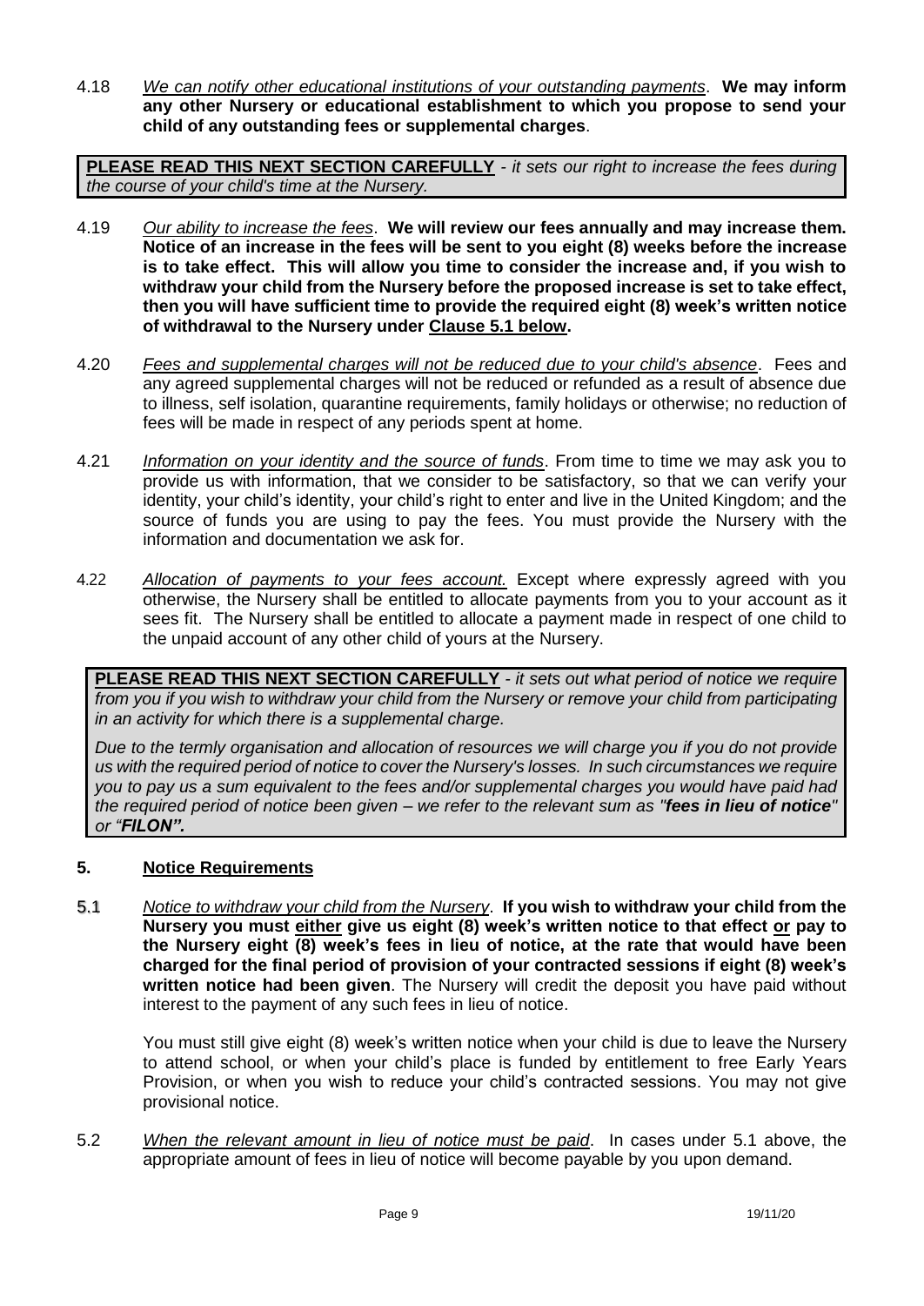4.18 *<u>We can notify other educational institutions of your outstanding payments</u>*. **We may inform any other Nursery or educational establishment to which you propose to send your child of any outstanding fees or supplemental charges**.

> **<u>PLEASE READ THIS NEXT SECTION CAREFULLY</u>** - *it sets our right to increase the fees during the course of your child's time at the Nursery.*

4.19 *<u>Our ability to increase the fees</u>*. **We will review our fees annually and may increase them. Notice of an increase in the fees will be sent to you eight (8) weeks before the increase is to take effect. This will allow you time to consider the increase and, if you wish to withdraw your child from the Nursery before the proposed increase is set to take effect, then you will have sufficient time to provide the required eight (8) week's written notice of withdrawal to the Nursery under <u>Clause 5.1 below</u>.**

4.20 *<u>Fees and supplemental charges will not be reduced due to your child's absence</u>*. Fees and any agreed supplemental charges will not be reduced or refunded as a result of absence due to illness, self isolation, quarantine requirements, family holidays or otherwise; no reduction of fees will be made in respect of any periods spent at home.

4.21 *<u>Information on your identity and the source of funds</u>*. From time to time we may ask you to provide us with information, that we consider to be satisfactory, so that we can verify your identity, your child's identity, your child's right to enter and live in the United Kingdom; and the source of funds you are using to pay the fees. You must provide the Nursery with the information and documentation we ask for.

4.22 *<u>Allocation of payments to your fees account.</u>* Except where expressly agreed with you otherwise, the Nursery shall be entitled to allocate payments from you to your account as it sees fit. The Nursery shall be entitled to allocate a payment made in respect of one child to the unpaid account of any other child of yours at the Nursery.

> **<u>PLEASE READ THIS NEXT SECTION CAREFULLY</u>** - *it sets out what period of notice we require from you if you wish to withdraw your child from the Nursery or remove your child from participating in an activity for which there is a supplemental charge.*
>
> *Due to the termly organisation and allocation of resources we will charge you if you do not provide us with the required period of notice to cover the Nursery's losses. In such circumstances we require you to pay us a sum equivalent to the fees and/or supplemental charges you would have paid had the required period of notice been given – we refer to the relevant sum as "**fees in lieu of notice**" or "**FILON".***

## 5. <u>Notice Requirements</u>

5.1 *<u>Notice to withdraw your child from the Nursery</u>*. **If you wish to withdraw your child from the Nursery you must <u>either</u> give us eight (8) week's written notice to that effect <u>or</u> pay to the Nursery eight (8) week's fees in lieu of notice, at the rate that would have been charged for the final period of provision of your contracted sessions if eight (8) week's written notice had been given**. The Nursery will credit the deposit you have paid without interest to the payment of any such fees in lieu of notice.

You must still give eight (8) week's written notice when your child is due to leave the Nursery to attend school, or when your child's place is funded by entitlement to free Early Years Provision, or when you wish to reduce your child's contracted sessions. You may not give provisional notice.

5.2 *<u>When the relevant amount in lieu of notice must be paid</u>*. In cases under 5.1 above, the appropriate amount of fees in lieu of notice will become payable by you upon demand.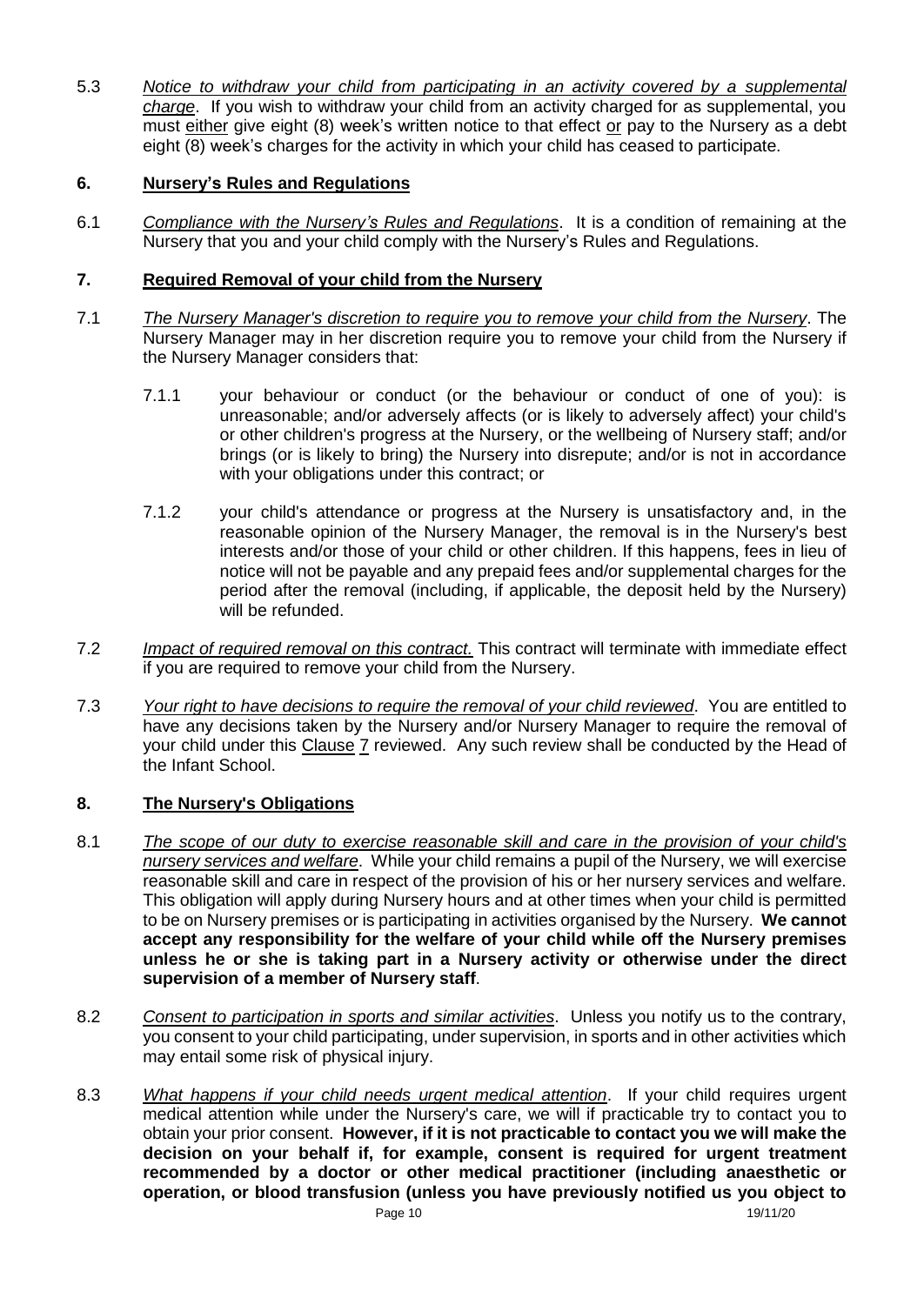5.3 *Notice to withdraw your child from participating in an activity covered by a supplemental charge*. If you wish to withdraw your child from an activity charged for as supplemental, you must either give eight (8) week's written notice to that effect or pay to the Nursery as a debt eight (8) week's charges for the activity in which your child has ceased to participate.

## 6. Nursery's Rules and Regulations

6.1 *Compliance with the Nursery's Rules and Regulations*. It is a condition of remaining at the Nursery that you and your child comply with the Nursery's Rules and Regulations.

## 7. Required Removal of your child from the Nursery

7.1 *The Nursery Manager's discretion to require you to remove your child from the Nursery*. The Nursery Manager may in her discretion require you to remove your child from the Nursery if the Nursery Manager considers that:

7.1.1 your behaviour or conduct (or the behaviour or conduct of one of you): is unreasonable; and/or adversely affects (or is likely to adversely affect) your child's or other children's progress at the Nursery, or the wellbeing of Nursery staff; and/or brings (or is likely to bring) the Nursery into disrepute; and/or is not in accordance with your obligations under this contract; or

7.1.2 your child's attendance or progress at the Nursery is unsatisfactory and, in the reasonable opinion of the Nursery Manager, the removal is in the Nursery's best interests and/or those of your child or other children. If this happens, fees in lieu of notice will not be payable and any prepaid fees and/or supplemental charges for the period after the removal (including, if applicable, the deposit held by the Nursery) will be refunded.

7.2 *Impact of required removal on this contract.* This contract will terminate with immediate effect if you are required to remove your child from the Nursery.

7.3 *Your right to have decisions to require the removal of your child reviewed*. You are entitled to have any decisions taken by the Nursery and/or Nursery Manager to require the removal of your child under this Clause 7 reviewed. Any such review shall be conducted by the Head of the Infant School.

## 8. The Nursery's Obligations

8.1 *The scope of our duty to exercise reasonable skill and care in the provision of your child's nursery services and welfare*. While your child remains a pupil of the Nursery, we will exercise reasonable skill and care in respect of the provision of his or her nursery services and welfare. This obligation will apply during Nursery hours and at other times when your child is permitted to be on Nursery premises or is participating in activities organised by the Nursery. **We cannot accept any responsibility for the welfare of your child while off the Nursery premises unless he or she is taking part in a Nursery activity or otherwise under the direct supervision of a member of Nursery staff**.

8.2 *Consent to participation in sports and similar activities*. Unless you notify us to the contrary, you consent to your child participating, under supervision, in sports and in other activities which may entail some risk of physical injury.

8.3 *What happens if your child needs urgent medical attention*. If your child requires urgent medical attention while under the Nursery's care, we will if practicable try to contact you to obtain your prior consent. **However, if it is not practicable to contact you we will make the decision on your behalf if, for example, consent is required for urgent treatment recommended by a doctor or other medical practitioner (including anaesthetic or operation, or blood transfusion (unless you have previously notified us you object to**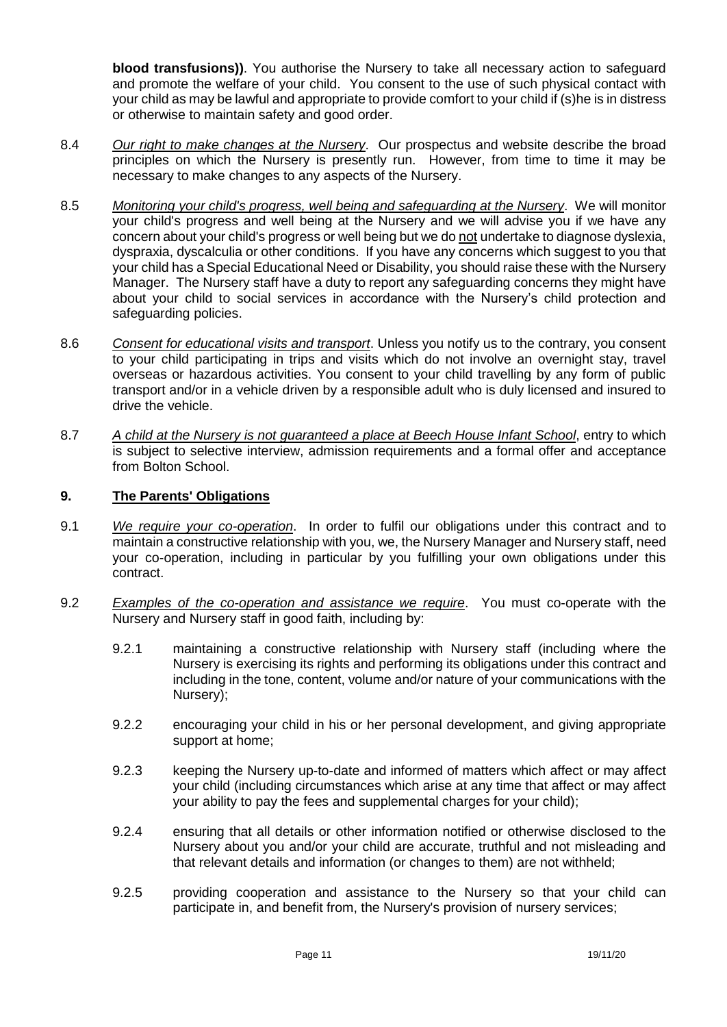**blood transfusions))**. You authorise the Nursery to take all necessary action to safeguard and promote the welfare of your child. You consent to the use of such physical contact with your child as may be lawful and appropriate to provide comfort to your child if (s)he is in distress or otherwise to maintain safety and good order.

8.4 *Our right to make changes at the Nursery*. Our prospectus and website describe the broad principles on which the Nursery is presently run. However, from time to time it may be necessary to make changes to any aspects of the Nursery.

8.5 *Monitoring your child's progress, well being and safeguarding at the Nursery*. We will monitor your child's progress and well being at the Nursery and we will advise you if we have any concern about your child's progress or well being but we do not undertake to diagnose dyslexia, dyspraxia, dyscalculia or other conditions. If you have any concerns which suggest to you that your child has a Special Educational Need or Disability, you should raise these with the Nursery Manager. The Nursery staff have a duty to report any safeguarding concerns they might have about your child to social services in accordance with the Nursery's child protection and safeguarding policies.

8.6 *Consent for educational visits and transport*. Unless you notify us to the contrary, you consent to your child participating in trips and visits which do not involve an overnight stay, travel overseas or hazardous activities. You consent to your child travelling by any form of public transport and/or in a vehicle driven by a responsible adult who is duly licensed and insured to drive the vehicle.

8.7 *A child at the Nursery is not guaranteed a place at Beech House Infant School*, entry to which is subject to selective interview, admission requirements and a formal offer and acceptance from Bolton School.

## 9. The Parents' Obligations

9.1 *We require your co-operation*. In order to fulfil our obligations under this contract and to maintain a constructive relationship with you, we, the Nursery Manager and Nursery staff, need your co-operation, including in particular by you fulfilling your own obligations under this contract.

9.2 *Examples of the co-operation and assistance we require*. You must co-operate with the Nursery and Nursery staff in good faith, including by:

9.2.1 maintaining a constructive relationship with Nursery staff (including where the Nursery is exercising its rights and performing its obligations under this contract and including in the tone, content, volume and/or nature of your communications with the Nursery);

9.2.2 encouraging your child in his or her personal development, and giving appropriate support at home;

9.2.3 keeping the Nursery up-to-date and informed of matters which affect or may affect your child (including circumstances which arise at any time that affect or may affect your ability to pay the fees and supplemental charges for your child);

9.2.4 ensuring that all details or other information notified or otherwise disclosed to the Nursery about you and/or your child are accurate, truthful and not misleading and that relevant details and information (or changes to them) are not withheld;

9.2.5 providing cooperation and assistance to the Nursery so that your child can participate in, and benefit from, the Nursery's provision of nursery services;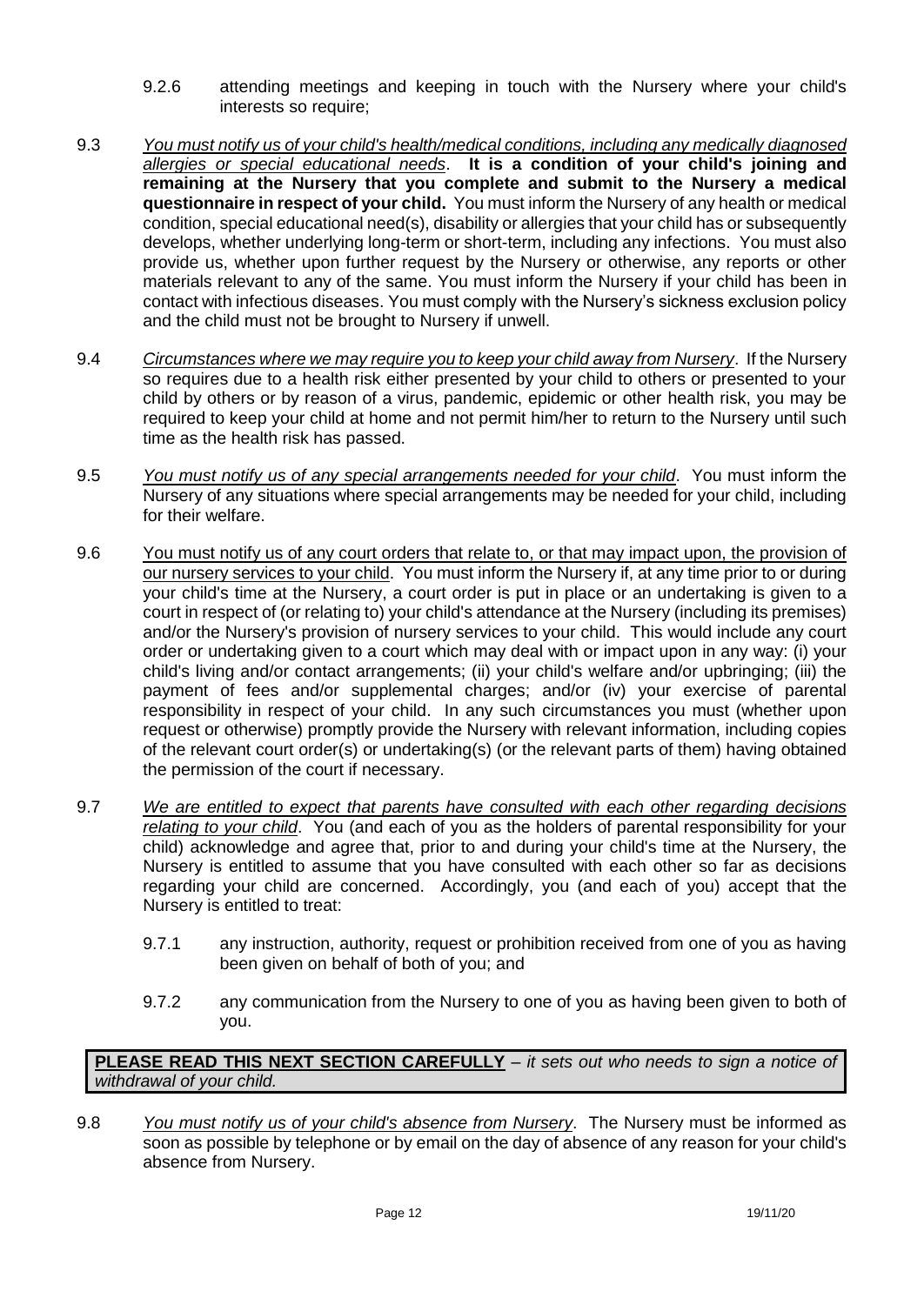9.2.6 attending meetings and keeping in touch with the Nursery where your child's interests so require;

9.3 *You must notify us of your child's health/medical conditions, including any medically diagnosed allergies or special educational needs*. **It is a condition of your child's joining and remaining at the Nursery that you complete and submit to the Nursery a medical questionnaire in respect of your child.** You must inform the Nursery of any health or medical condition, special educational need(s), disability or allergies that your child has or subsequently develops, whether underlying long-term or short-term, including any infections. You must also provide us, whether upon further request by the Nursery or otherwise, any reports or other materials relevant to any of the same. You must inform the Nursery if your child has been in contact with infectious diseases. You must comply with the Nursery's sickness exclusion policy and the child must not be brought to Nursery if unwell.

9.4 *Circumstances where we may require you to keep your child away from Nursery*. If the Nursery so requires due to a health risk either presented by your child to others or presented to your child by others or by reason of a virus, pandemic, epidemic or other health risk, you may be required to keep your child at home and not permit him/her to return to the Nursery until such time as the health risk has passed.

9.5 *You must notify us of any special arrangements needed for your child*. You must inform the Nursery of any situations where special arrangements may be needed for your child, including for their welfare.

9.6 You must notify us of any court orders that relate to, or that may impact upon, the provision of our nursery services to your child. You must inform the Nursery if, at any time prior to or during your child's time at the Nursery, a court order is put in place or an undertaking is given to a court in respect of (or relating to) your child's attendance at the Nursery (including its premises) and/or the Nursery's provision of nursery services to your child. This would include any court order or undertaking given to a court which may deal with or impact upon in any way: (i) your child's living and/or contact arrangements; (ii) your child's welfare and/or upbringing; (iii) the payment of fees and/or supplemental charges; and/or (iv) your exercise of parental responsibility in respect of your child. In any such circumstances you must (whether upon request or otherwise) promptly provide the Nursery with relevant information, including copies of the relevant court order(s) or undertaking(s) (or the relevant parts of them) having obtained the permission of the court if necessary.

9.7 *We are entitled to expect that parents have consulted with each other regarding decisions relating to your child*. You (and each of you as the holders of parental responsibility for your child) acknowledge and agree that, prior to and during your child's time at the Nursery, the Nursery is entitled to assume that you have consulted with each other so far as decisions regarding your child are concerned. Accordingly, you (and each of you) accept that the Nursery is entitled to treat:

9.7.1 any instruction, authority, request or prohibition received from one of you as having been given on behalf of both of you; and

9.7.2 any communication from the Nursery to one of you as having been given to both of you.

**PLEASE READ THIS NEXT SECTION CAREFULLY** – *it sets out who needs to sign a notice of withdrawal of your child.*

9.8 *You must notify us of your child's absence from Nursery*. The Nursery must be informed as soon as possible by telephone or by email on the day of absence of any reason for your child's absence from Nursery.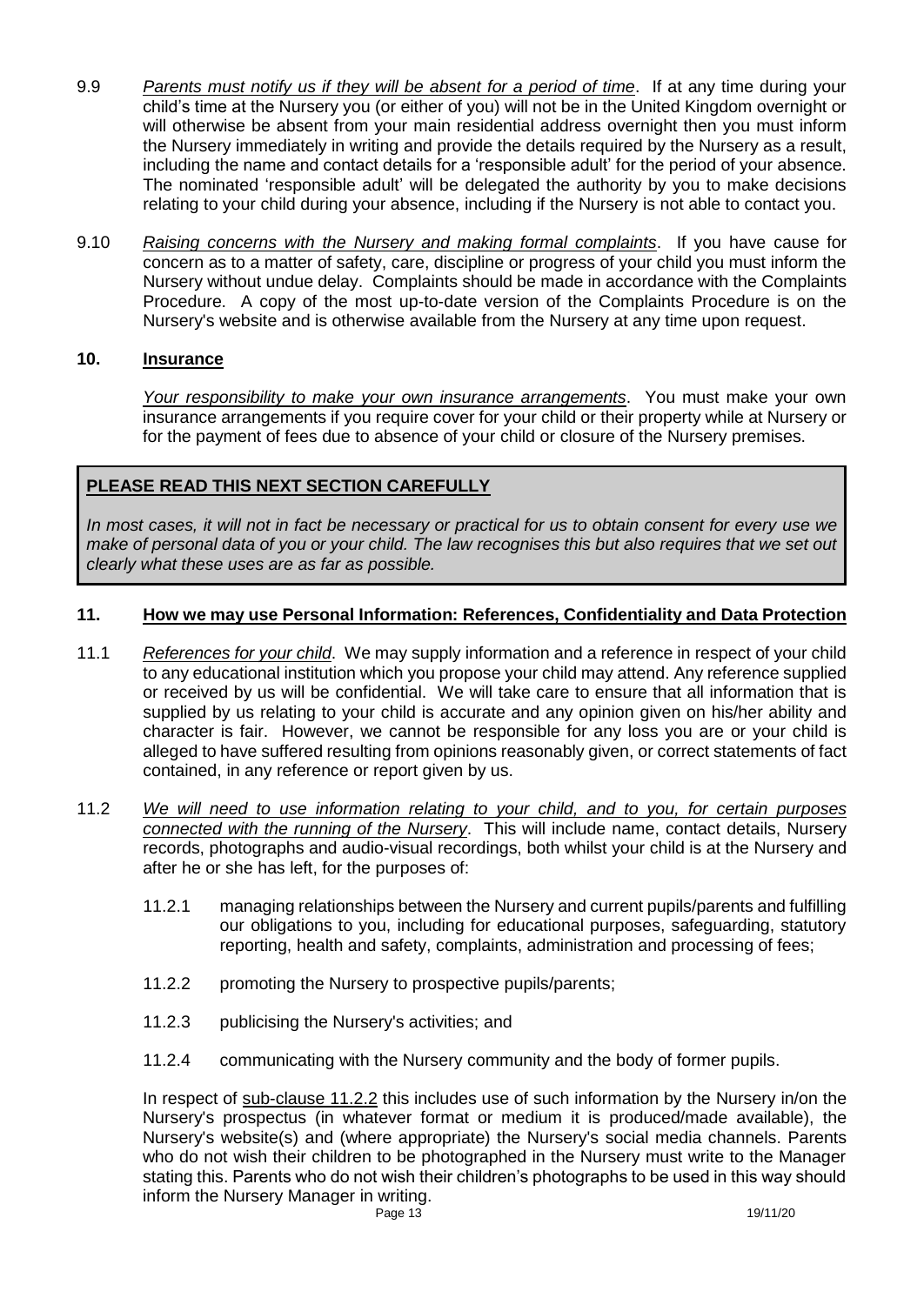9.9 *Parents must notify us if they will be absent for a period of time*. If at any time during your child's time at the Nursery you (or either of you) will not be in the United Kingdom overnight or will otherwise be absent from your main residential address overnight then you must inform the Nursery immediately in writing and provide the details required by the Nursery as a result, including the name and contact details for a 'responsible adult' for the period of your absence. The nominated 'responsible adult' will be delegated the authority by you to make decisions relating to your child during your absence, including if the Nursery is not able to contact you.

9.10 *Raising concerns with the Nursery and making formal complaints*. If you have cause for concern as to a matter of safety, care, discipline or progress of your child you must inform the Nursery without undue delay. Complaints should be made in accordance with the Complaints Procedure. A copy of the most up-to-date version of the Complaints Procedure is on the Nursery's website and is otherwise available from the Nursery at any time upon request.

## 10. Insurance

*Your responsibility to make your own insurance arrangements*. You must make your own insurance arrangements if you require cover for your child or their property while at Nursery or for the payment of fees due to absence of your child or closure of the Nursery premises.

**PLEASE READ THIS NEXT SECTION CAREFULLY**

*In most cases, it will not in fact be necessary or practical for us to obtain consent for every use we make of personal data of you or your child. The law recognises this but also requires that we set out clearly what these uses are as far as possible.*

## 11. How we may use Personal Information: References, Confidentiality and Data Protection

11.1 *References for your child*. We may supply information and a reference in respect of your child to any educational institution which you propose your child may attend. Any reference supplied or received by us will be confidential. We will take care to ensure that all information that is supplied by us relating to your child is accurate and any opinion given on his/her ability and character is fair. However, we cannot be responsible for any loss you are or your child is alleged to have suffered resulting from opinions reasonably given, or correct statements of fact contained, in any reference or report given by us.

11.2 *We will need to use information relating to your child, and to you, for certain purposes connected with the running of the Nursery*. This will include name, contact details, Nursery records, photographs and audio-visual recordings, both whilst your child is at the Nursery and after he or she has left, for the purposes of:

11.2.1 managing relationships between the Nursery and current pupils/parents and fulfilling our obligations to you, including for educational purposes, safeguarding, statutory reporting, health and safety, complaints, administration and processing of fees;

11.2.2 promoting the Nursery to prospective pupils/parents;

11.2.3 publicising the Nursery's activities; and

11.2.4 communicating with the Nursery community and the body of former pupils.

In respect of sub-clause 11.2.2 this includes use of such information by the Nursery in/on the Nursery's prospectus (in whatever format or medium it is produced/made available), the Nursery's website(s) and (where appropriate) the Nursery's social media channels. Parents who do not wish their children to be photographed in the Nursery must write to the Manager stating this. Parents who do not wish their children's photographs to be used in this way should inform the Nursery Manager in writing.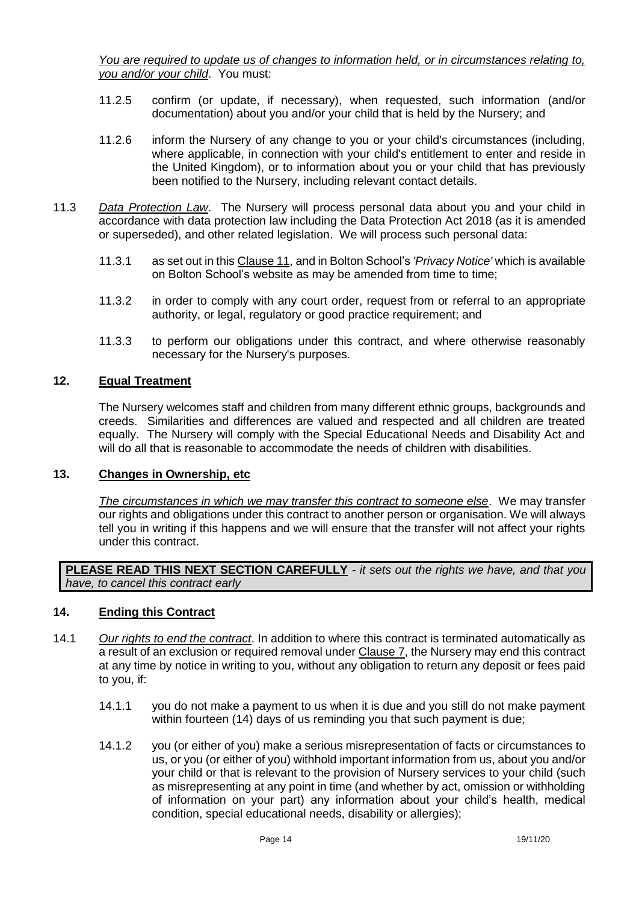*You are required to update us of changes to information held, or in circumstances relating to, you and/or your child*. You must:

11.2.5 confirm (or update, if necessary), when requested, such information (and/or documentation) about you and/or your child that is held by the Nursery; and

11.2.6 inform the Nursery of any change to you or your child's circumstances (including, where applicable, in connection with your child's entitlement to enter and reside in the United Kingdom), or to information about you or your child that has previously been notified to the Nursery, including relevant contact details.

11.3 *Data Protection Law*. The Nursery will process personal data about you and your child in accordance with data protection law including the Data Protection Act 2018 (as it is amended or superseded), and other related legislation. We will process such personal data:

11.3.1 as set out in this Clause 11, and in Bolton School's *'Privacy Notice'* which is available on Bolton School's website as may be amended from time to time;

11.3.2 in order to comply with any court order, request from or referral to an appropriate authority, or legal, regulatory or good practice requirement; and

11.3.3 to perform our obligations under this contract, and where otherwise reasonably necessary for the Nursery's purposes.

## 12. Equal Treatment

The Nursery welcomes staff and children from many different ethnic groups, backgrounds and creeds. Similarities and differences are valued and respected and all children are treated equally. The Nursery will comply with the Special Educational Needs and Disability Act and will do all that is reasonable to accommodate the needs of children with disabilities.

## 13. Changes in Ownership, etc

*The circumstances in which we may transfer this contract to someone else*. We may transfer our rights and obligations under this contract to another person or organisation. We will always tell you in writing if this happens and we will ensure that the transfer will not affect your rights under this contract.

**PLEASE READ THIS NEXT SECTION CAREFULLY** - *it sets out the rights we have, and that you have, to cancel this contract early*

## 14. Ending this Contract

14.1 *Our rights to end the contract*. In addition to where this contract is terminated automatically as a result of an exclusion or required removal under Clause 7, the Nursery may end this contract at any time by notice in writing to you, without any obligation to return any deposit or fees paid to you, if:

14.1.1 you do not make a payment to us when it is due and you still do not make payment within fourteen (14) days of us reminding you that such payment is due;

14.1.2 you (or either of you) make a serious misrepresentation of facts or circumstances to us, or you (or either of you) withhold important information from us, about you and/or your child or that is relevant to the provision of Nursery services to your child (such as misrepresenting at any point in time (and whether by act, omission or withholding of information on your part) any information about your child's health, medical condition, special educational needs, disability or allergies);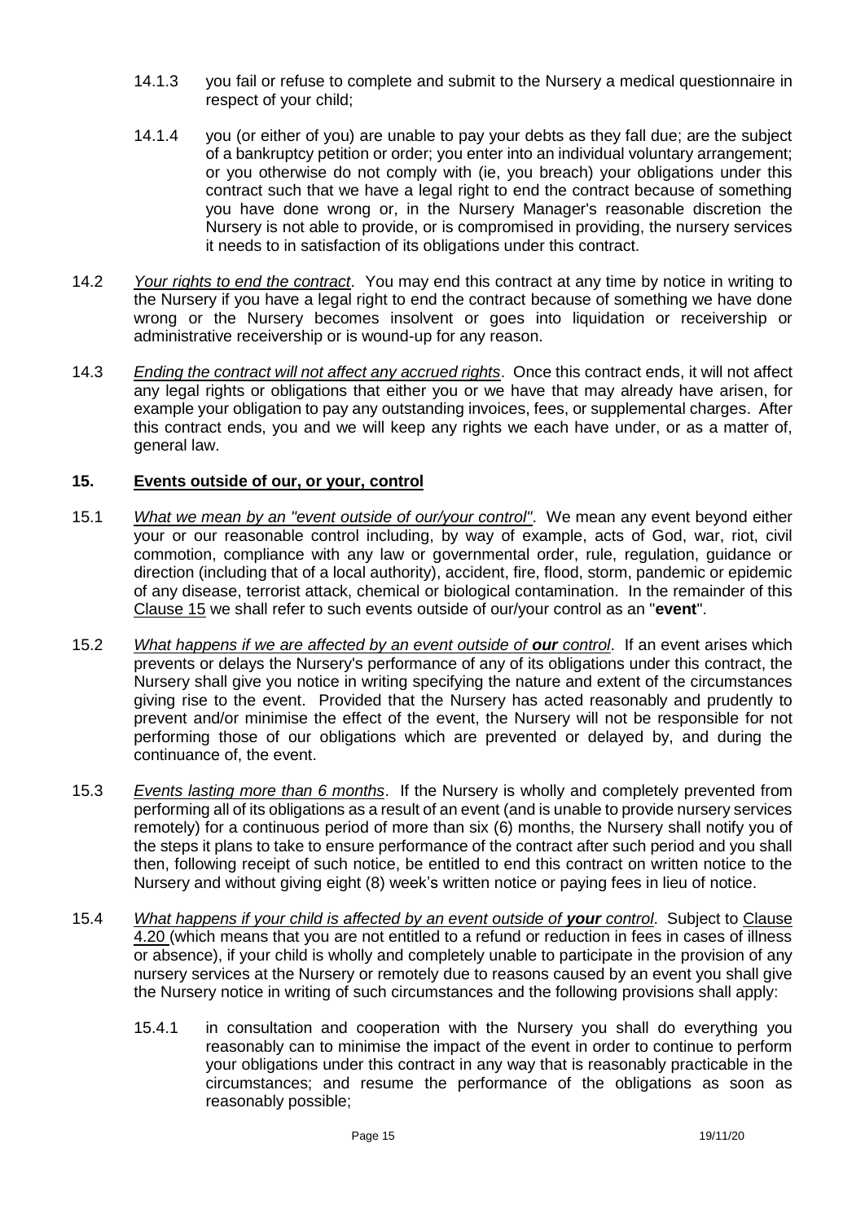14.1.3 you fail or refuse to complete and submit to the Nursery a medical questionnaire in respect of your child;

14.1.4 you (or either of you) are unable to pay your debts as they fall due; are the subject of a bankruptcy petition or order; you enter into an individual voluntary arrangement; or you otherwise do not comply with (ie, you breach) your obligations under this contract such that we have a legal right to end the contract because of something you have done wrong or, in the Nursery Manager's reasonable discretion the Nursery is not able to provide, or is compromised in providing, the nursery services it needs to in satisfaction of its obligations under this contract.

14.2 *Your rights to end the contract*. You may end this contract at any time by notice in writing to the Nursery if you have a legal right to end the contract because of something we have done wrong or the Nursery becomes insolvent or goes into liquidation or receivership or administrative receivership or is wound-up for any reason.

14.3 *Ending the contract will not affect any accrued rights*. Once this contract ends, it will not affect any legal rights or obligations that either you or we have that may already have arisen, for example your obligation to pay any outstanding invoices, fees, or supplemental charges. After this contract ends, you and we will keep any rights we each have under, or as a matter of, general law.

## 15. Events outside of our, or your, control

15.1 *What we mean by an "event outside of our/your control"*. We mean any event beyond either your or our reasonable control including, by way of example, acts of God, war, riot, civil commotion, compliance with any law or governmental order, rule, regulation, guidance or direction (including that of a local authority), accident, fire, flood, storm, pandemic or epidemic of any disease, terrorist attack, chemical or biological contamination. In the remainder of this Clause 15 we shall refer to such events outside of our/your control as an "**event**".

15.2 *What happens if we are affected by an event outside of **our** control*. If an event arises which prevents or delays the Nursery's performance of any of its obligations under this contract, the Nursery shall give you notice in writing specifying the nature and extent of the circumstances giving rise to the event. Provided that the Nursery has acted reasonably and prudently to prevent and/or minimise the effect of the event, the Nursery will not be responsible for not performing those of our obligations which are prevented or delayed by, and during the continuance of, the event.

15.3 *Events lasting more than 6 months*. If the Nursery is wholly and completely prevented from performing all of its obligations as a result of an event (and is unable to provide nursery services remotely) for a continuous period of more than six (6) months, the Nursery shall notify you of the steps it plans to take to ensure performance of the contract after such period and you shall then, following receipt of such notice, be entitled to end this contract on written notice to the Nursery and without giving eight (8) week's written notice or paying fees in lieu of notice.

15.4 *What happens if your child is affected by an event outside of **your** control*. Subject to Clause 4.20 (which means that you are not entitled to a refund or reduction in fees in cases of illness or absence), if your child is wholly and completely unable to participate in the provision of any nursery services at the Nursery or remotely due to reasons caused by an event you shall give the Nursery notice in writing of such circumstances and the following provisions shall apply:

15.4.1 in consultation and cooperation with the Nursery you shall do everything you reasonably can to minimise the impact of the event in order to continue to perform your obligations under this contract in any way that is reasonably practicable in the circumstances; and resume the performance of the obligations as soon as reasonably possible;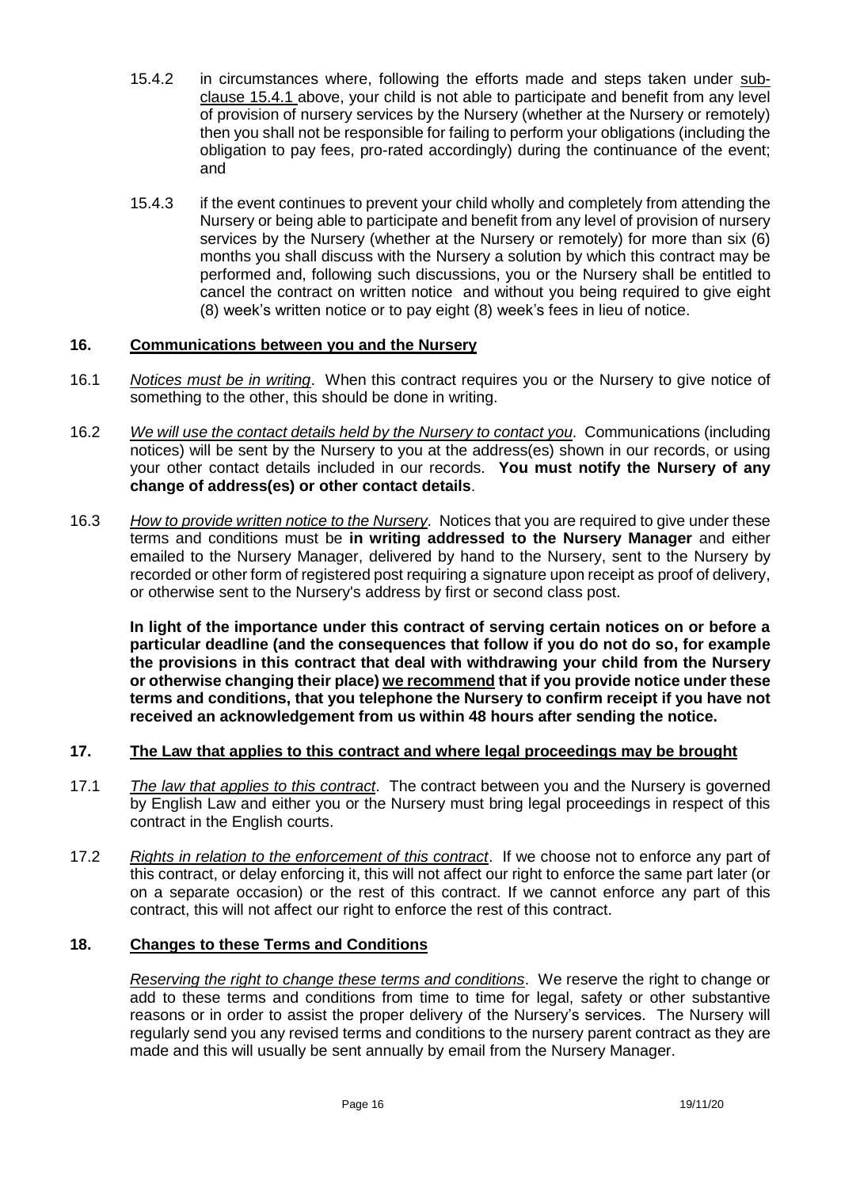15.4.2 in circumstances where, following the efforts made and steps taken under <u>sub-clause 15.4.1</u> above, your child is not able to participate and benefit from any level of provision of nursery services by the Nursery (whether at the Nursery or remotely) then you shall not be responsible for failing to perform your obligations (including the obligation to pay fees, pro-rated accordingly) during the continuance of the event; and

15.4.3 if the event continues to prevent your child wholly and completely from attending the Nursery or being able to participate and benefit from any level of provision of nursery services by the Nursery (whether at the Nursery or remotely) for more than six (6) months you shall discuss with the Nursery a solution by which this contract may be performed and, following such discussions, you or the Nursery shall be entitled to cancel the contract on written notice and without you being required to give eight (8) week's written notice or to pay eight (8) week's fees in lieu of notice.

## 16. Communications between you and the Nursery

16.1 *Notices must be in writing*. When this contract requires you or the Nursery to give notice of something to the other, this should be done in writing.

16.2 *We will use the contact details held by the Nursery to contact you*. Communications (including notices) will be sent by the Nursery to you at the address(es) shown in our records, or using your other contact details included in our records. **You must notify the Nursery of any change of address(es) or other contact details**.

16.3 *How to provide written notice to the Nursery*. Notices that you are required to give under these terms and conditions must be **in writing addressed to the Nursery Manager** and either emailed to the Nursery Manager, delivered by hand to the Nursery, sent to the Nursery by recorded or other form of registered post requiring a signature upon receipt as proof of delivery, or otherwise sent to the Nursery's address by first or second class post.

**In light of the importance under this contract of serving certain notices on or before a particular deadline (and the consequences that follow if you do not do so, for example the provisions in this contract that deal with withdrawing your child from the Nursery or otherwise changing their place) <u>we recommend</u> that if you provide notice under these terms and conditions, that you telephone the Nursery to confirm receipt if you have not received an acknowledgement from us within 48 hours after sending the notice.**

## 17. The Law that applies to this contract and where legal proceedings may be brought

17.1 *The law that applies to this contract*. The contract between you and the Nursery is governed by English Law and either you or the Nursery must bring legal proceedings in respect of this contract in the English courts.

17.2 *Rights in relation to the enforcement of this contract*. If we choose not to enforce any part of this contract, or delay enforcing it, this will not affect our right to enforce the same part later (or on a separate occasion) or the rest of this contract. If we cannot enforce any part of this contract, this will not affect our right to enforce the rest of this contract.

## 18. Changes to these Terms and Conditions

*Reserving the right to change these terms and conditions*. We reserve the right to change or add to these terms and conditions from time to time for legal, safety or other substantive reasons or in order to assist the proper delivery of the Nursery's services. The Nursery will regularly send you any revised terms and conditions to the nursery parent contract as they are made and this will usually be sent annually by email from the Nursery Manager.